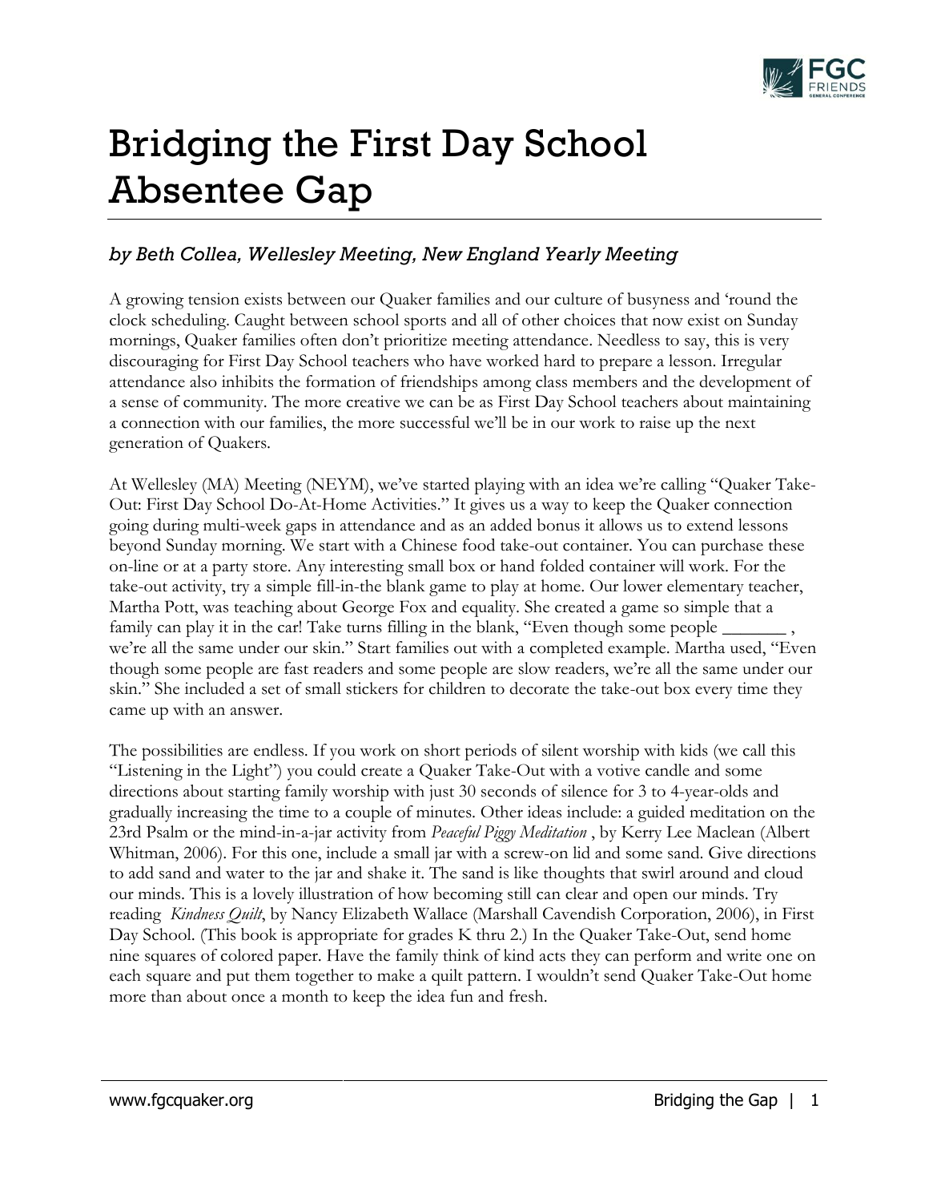# Bridging the First Day School Absentee Gap

*by Beth Collea, Wellesley Meeting, New England Yearly Meeting*

A growing tension exists between our Quaker families and our culture of busyness and 'round the clock scheduling. Caught between school sports and all of other choices that now exist on Sunday mornings, Quaker families often don't prioritize meeting attendance. Needless to say, this is very discouraging for First Day School teachers who have worked hard to prepare a lesson. Irregular attendance also inhibits the formation of friendships among class members and the development of a sense of community. The more creative we can be as First Day School teachers about maintaining a connection with our families, the more successful we'll be in our work to raise up the next generation of Quakers.

At Wellesley (MA) Meeting (NEYM), we've started playing with an idea we're calling "Quaker Take-Out: First Day School Do-At-Home Activities." It gives us a way to keep the Quaker connection going during multi-week gaps in attendance and as an added bonus it allows us to extend lessons beyond Sunday morning. We start with a Chinese food take-out container. You can purchase these on-line or at a party store. Any interesting small box or hand folded container will work. For the take-out activity, try a simple fill-in-the blank game to play at home. Our lower elementary teacher, Martha Pott, was teaching about George Fox and equality. She created a game so simple that a family can play it in the car! Take turns filling in the blank, "Even though some people _______ , we're all the same under our skin." Start families out with a completed example. Martha used, "Even though some people are fast readers and some people are slow readers, we're all the same under our skin." She included a set of small stickers for children to decorate the take-out box every time they came up with an answer.

The possibilities are endless. If you work on short periods of silent worship with kids (we call this "Listening in the Light") you could create a Quaker Take-Out with a votive candle and some directions about starting family worship with just 30 seconds of silence for 3 to 4-year-olds and gradually increasing the time to a couple of minutes. Other ideas include: a guided meditation on the 23rd Psalm or the mind-in-a-jar activity from *Peaceful Piggy Meditation* , by Kerry Lee Maclean (Albert Whitman, 2006). For this one, include a small jar with a screw-on lid and some sand. Give directions to add sand and water to the jar and shake it. The sand is like thoughts that swirl around and cloud our minds. This is a lovely illustration of how becoming still can clear and open our minds. Try reading *Kindness Quilt*, by Nancy Elizabeth Wallace (Marshall Cavendish Corporation, 2006), in First Day School. (This book is appropriate for grades K thru 2.) In the Quaker Take-Out, send home nine squares of colored paper. Have the family think of kind acts they can perform and write one on each square and put them together to make a quilt pattern. I wouldn't send Quaker Take-Out home more than about once a month to keep the idea fun and fresh.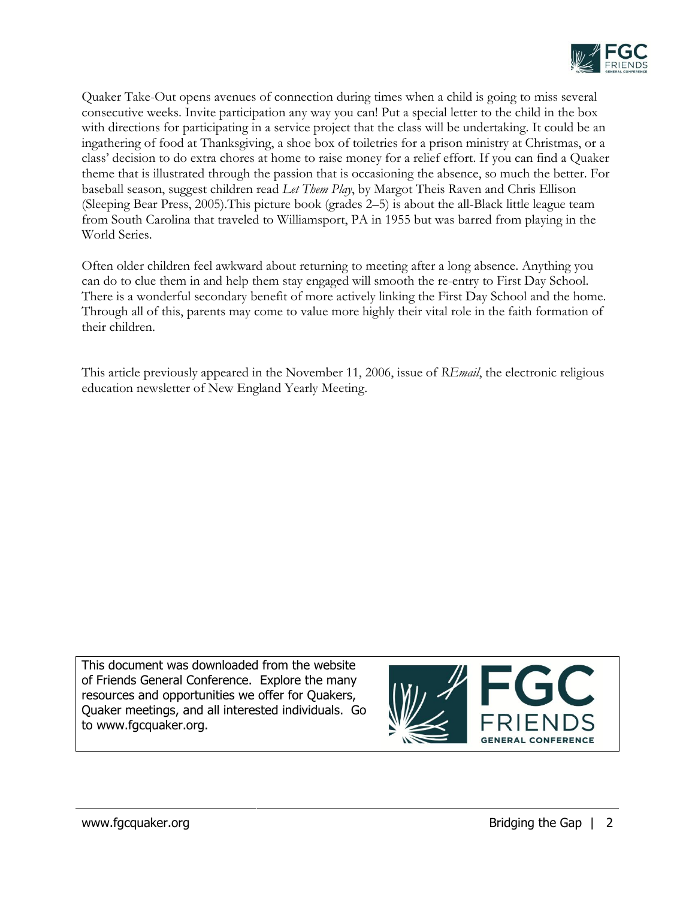Quaker Take-Out opens avenues of connection during times when a child is going to miss several consecutive weeks. Invite participation any way you can! Put a special letter to the child in the box with directions for participating in a service project that the class will be undertaking. It could be an ingathering of food at Thanksgiving, a shoe box of toiletries for a prison ministry at Christmas, or a class' decision to do extra chores at home to raise money for a relief effort. If you can find a Quaker theme that is illustrated through the passion that is occasioning the absence, so much the better. For baseball season, suggest children read *Let Them Play*, by Margot Theis Raven and Chris Ellison (Sleeping Bear Press, 2005).This picture book (grades 2–5) is about the all-Black little league team from South Carolina that traveled to Williamsport, PA in 1955 but was barred from playing in the World Series.

Often older children feel awkward about returning to meeting after a long absence. Anything you can do to clue them in and help them stay engaged will smooth the re-entry to First Day School. There is a wonderful secondary benefit of more actively linking the First Day School and the home. Through all of this, parents may come to value more highly their vital role in the faith formation of their children.

This article previously appeared in the November 11, 2006, issue of *REmail*, the electronic religious education newsletter of New England Yearly Meeting.

This document was downloaded from the website of Friends General Conference. Explore the many resources and opportunities we offer for Quakers, Quaker meetings, and all interested individuals. Go to www.fgcquaker.org.